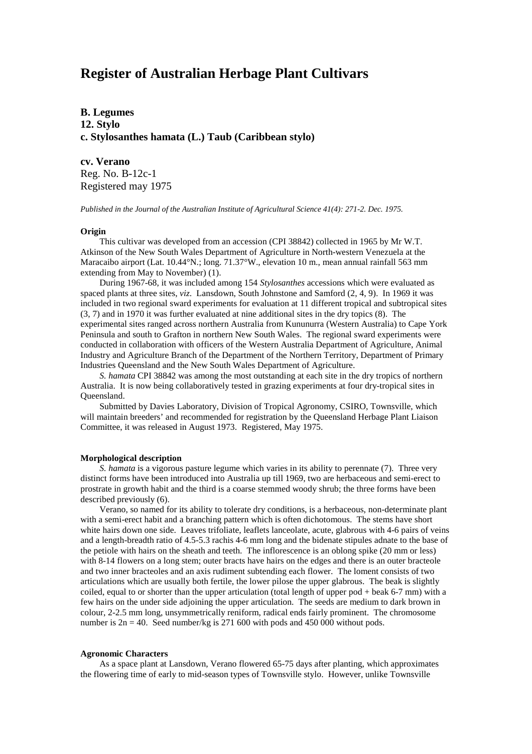# Register of Australian Herbage Plant Cultivars

**B. Legumes**
**12. Stylo**
**c. Stylosanthes hamata (L.) Taub (Caribbean stylo)**

**cv. Verano**
Reg. No. B-12c-1
Registered may 1975

*Published in the Journal of the Australian Institute of Agricultural Science 41(4): 271-2. Dec. 1975.*

**Origin**

This cultivar was developed from an accession (CPI 38842) collected in 1965 by Mr W.T. Atkinson of the New South Wales Department of Agriculture in North-western Venezuela at the Maracaibo airport (Lat. 10.44°N.; long. 71.37°W., elevation 10 m., mean annual rainfall 563 mm extending from May to November) (1).

During 1967-68, it was included among 154 *Stylosanthes* accessions which were evaluated as spaced plants at three sites, *viz.* Lansdown, South Johnstone and Samford (2, 4, 9). In 1969 it was included in two regional sward experiments for evaluation at 11 different tropical and subtropical sites (3, 7) and in 1970 it was further evaluated at nine additional sites in the dry topics (8). The experimental sites ranged across northern Australia from Kununurra (Western Australia) to Cape York Peninsula and south to Grafton in northern New South Wales. The regional sward experiments were conducted in collaboration with officers of the Western Australia Department of Agriculture, Animal Industry and Agriculture Branch of the Department of the Northern Territory, Department of Primary Industries Queensland and the New South Wales Department of Agriculture.

*S. hamata* CPI 38842 was among the most outstanding at each site in the dry tropics of northern Australia. It is now being collaboratively tested in grazing experiments at four dry-tropical sites in Queensland.

Submitted by Davies Laboratory, Division of Tropical Agronomy, CSIRO, Townsville, which will maintain breeders' and recommended for registration by the Queensland Herbage Plant Liaison Committee, it was released in August 1973. Registered, May 1975.

**Morphological description**

*S. hamata* is a vigorous pasture legume which varies in its ability to perennate (7). Three very distinct forms have been introduced into Australia up till 1969, two are herbaceous and semi-erect to prostrate in growth habit and the third is a coarse stemmed woody shrub; the three forms have been described previously (6).

Verano, so named for its ability to tolerate dry conditions, is a herbaceous, non-determinate plant with a semi-erect habit and a branching pattern which is often dichotomous. The stems have short white hairs down one side. Leaves trifoliate, leaflets lanceolate, acute, glabrous with 4-6 pairs of veins and a length-breadth ratio of 4.5-5.3 rachis 4-6 mm long and the bidenate stipules adnate to the base of the petiole with hairs on the sheath and teeth. The inflorescence is an oblong spike (20 mm or less) with 8-14 flowers on a long stem; outer bracts have hairs on the edges and there is an outer bracteole and two inner bracteoles and an axis rudiment subtending each flower. The loment consists of two articulations which are usually both fertile, the lower pilose the upper glabrous. The beak is slightly coiled, equal to or shorter than the upper articulation (total length of upper pod + beak 6-7 mm) with a few hairs on the under side adjoining the upper articulation. The seeds are medium to dark brown in colour, 2-2.5 mm long, unsymmetrically reniform, radical ends fairly prominent. The chromosome number is $2n = 40$. Seed number/kg is 271 600 with pods and 450 000 without pods.

**Agronomic Characters**

As a space plant at Lansdown, Verano flowered 65-75 days after planting, which approximates the flowering time of early to mid-season types of Townsville stylo. However, unlike Townsville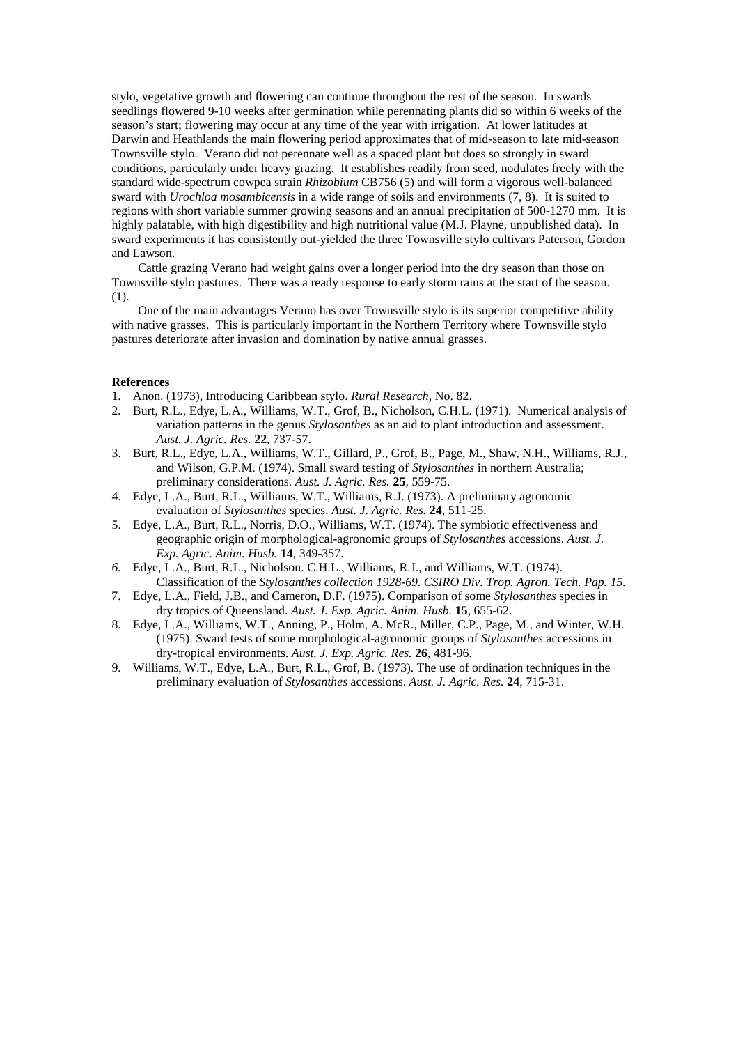stylo, vegetative growth and flowering can continue throughout the rest of the season. In swards seedlings flowered 9-10 weeks after germination while perennating plants did so within 6 weeks of the season's start; flowering may occur at any time of the year with irrigation. At lower latitudes at Darwin and Heathlands the main flowering period approximates that of mid-season to late mid-season Townsville stylo. Verano did not perennate well as a spaced plant but does so strongly in sward conditions, particularly under heavy grazing. It establishes readily from seed, nodulates freely with the standard wide-spectrum cowpea strain *Rhizobium* CB756 (5) and will form a vigorous well-balanced sward with *Urochloa mosambicensis* in a wide range of soils and environments (7, 8). It is suited to regions with short variable summer growing seasons and an annual precipitation of 500-1270 mm. It is highly palatable, with high digestibility and high nutritional value (M.J. Playne, unpublished data). In sward experiments it has consistently out-yielded the three Townsville stylo cultivars Paterson, Gordon and Lawson.

Cattle grazing Verano had weight gains over a longer period into the dry season than those on Townsville stylo pastures. There was a ready response to early storm rains at the start of the season. (1).

One of the main advantages Verano has over Townsville stylo is its superior competitive ability with native grasses. This is particularly important in the Northern Territory where Townsville stylo pastures deteriorate after invasion and domination by native annual grasses.

**References**

1. Anon. (1973), Introducing Caribbean stylo. *Rural Research*, No. 82.
2. Burt, R.L., Edye, L.A., Williams, W.T., Grof, B., Nicholson, C.H.L. (1971). Numerical analysis of variation patterns in the genus *Stylosanthes* as an aid to plant introduction and assessment. *Aust. J. Agric. Res.* **22**, 737-57.
3. Burt, R.L., Edye, L.A., Williams, W.T., Gillard, P., Grof, B., Page, M., Shaw, N.H., Williams, R.J., and Wilson, G.P.M. (1974). Small sward testing of *Stylosanthes* in northern Australia; preliminary considerations. *Aust. J. Agric. Res.* **25**, 559-75.
4. Edye, L.A., Burt, R.L., Williams, W.T., Williams, R.J. (1973). A preliminary agronomic evaluation of *Stylosanthes* species. *Aust. J. Agric. Res.* **24**, 511-25.
5. Edye, L.A., Burt, R.L., Norris, D.O., Williams, W.T. (1974). The symbiotic effectiveness and geographic origin of morphological-agronomic groups of *Stylosanthes* accessions. *Aust. J. Exp. Agric. Anim. Husb.* **14**, 349-357.
6. Edye, L.A., Burt, R.L., Nicholson. C.H.L., Williams, R.J., and Williams, W.T. (1974). Classification of the *Stylosanthes collection 1928-69. CSIRO Div. Trop. Agron. Tech. Pap. 15.*
7. Edye, L.A., Field, J.B., and Cameron, D.F. (1975). Comparison of some *Stylosanthes* species in dry tropics of Queensland. *Aust. J. Exp. Agric. Anim. Husb.* **15**, 655-62.
8. Edye, L.A., Williams, W.T., Anning, P., Holm, A. McR., Miller, C.P., Page, M., and Winter, W.H. (1975). Sward tests of some morphological-agronomic groups of *Stylosanthes* accessions in dry-tropical environments. *Aust. J. Exp. Agric. Res.* **26**, 481-96.
9. Williams, W.T., Edye, L.A., Burt, R.L., Grof, B. (1973). The use of ordination techniques in the preliminary evaluation of *Stylosanthes* accessions. *Aust. J. Agric. Res.* **24**, 715-31.